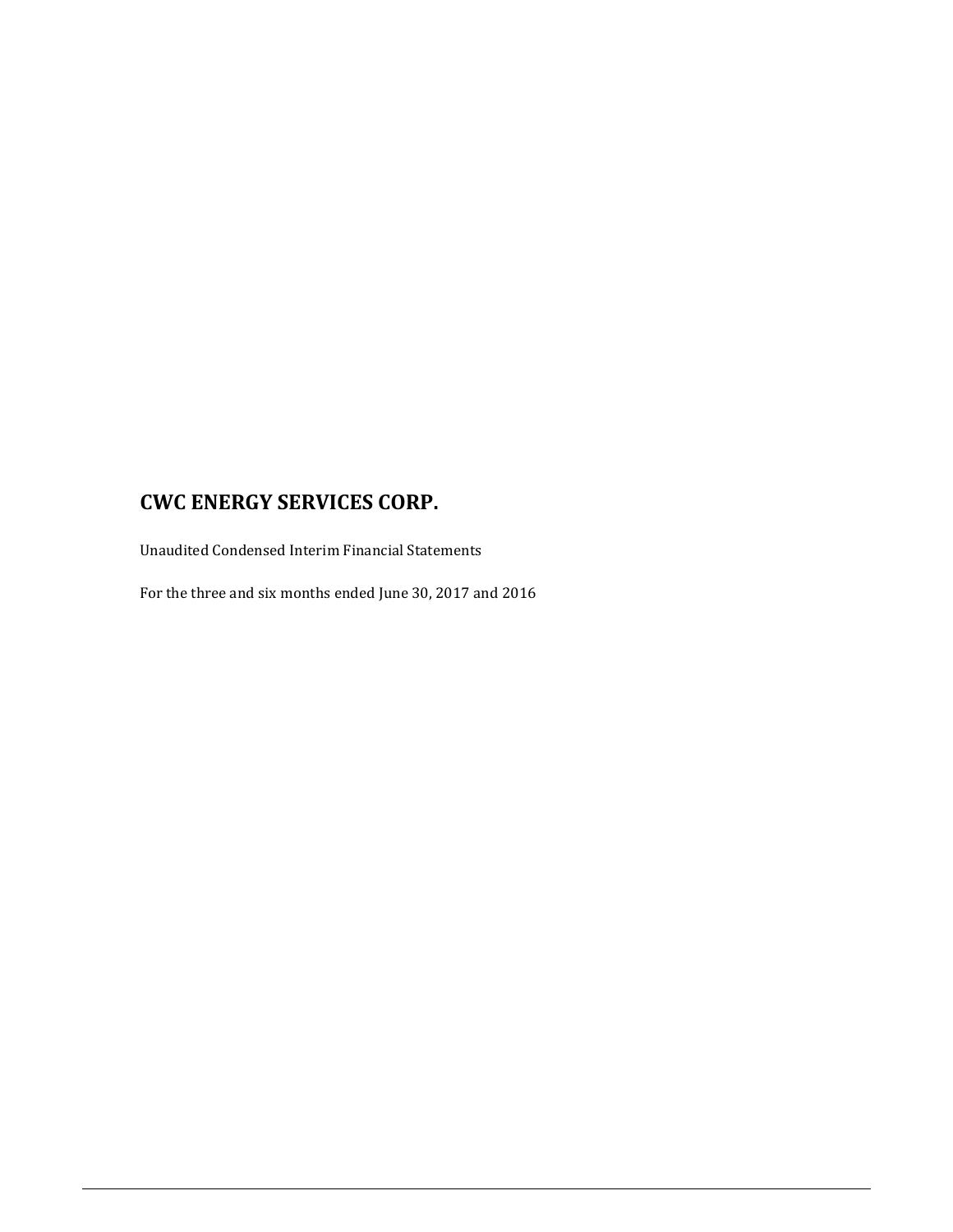# CWC ENERGY SERVICES CORP.

Unaudited Condensed Interim Financial Statements

For the three and six months ended June 30, 2017 and 2016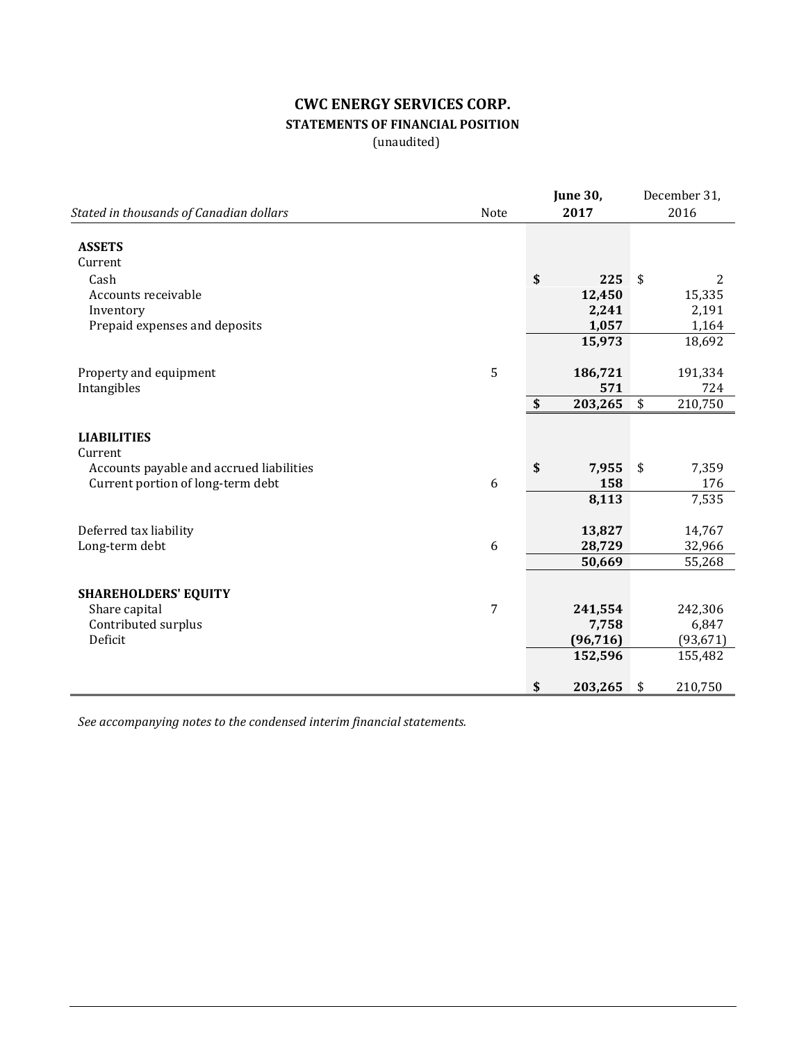# CWC ENERGY SERVICES CORP.

## STATEMENTS OF FINANCIAL POSITION

(unaudited)

| *Stated in thousands of Canadian dollars* | Note | **June 30, 2017** | December 31, 2016 |
|---|---|---|---|
| **ASSETS** | | | |
| Current | | | |
| Cash | | **$ 225** | $ 2 |
| Accounts receivable | | **12,450** | 15,335 |
| Inventory | | **2,241** | 2,191 |
| Prepaid expenses and deposits | | **1,057** | 1,164 |
| | | **15,973** | 18,692 |
| Property and equipment | 5 | **186,721** | 191,334 |
| Intangibles | | **571** | 724 |
| | | **$ 203,265** | $ 210,750 |
| **LIABILITIES** | | | |
| Current | | | |
| Accounts payable and accrued liabilities | | **$ 7,955** | $ 7,359 |
| Current portion of long-term debt | 6 | **158** | 176 |
| | | **8,113** | 7,535 |
| Deferred tax liability | | **13,827** | 14,767 |
| Long-term debt | 6 | **28,729** | 32,966 |
| | | **50,669** | 55,268 |
| **SHAREHOLDERS' EQUITY** | | | |
| Share capital | 7 | **241,554** | 242,306 |
| Contributed surplus | | **7,758** | 6,847 |
| Deficit | | **(96,716)** | (93,671) |
| | | **152,596** | 155,482 |
| | | **$ 203,265** | $ 210,750 |

*See accompanying notes to the condensed interim financial statements.*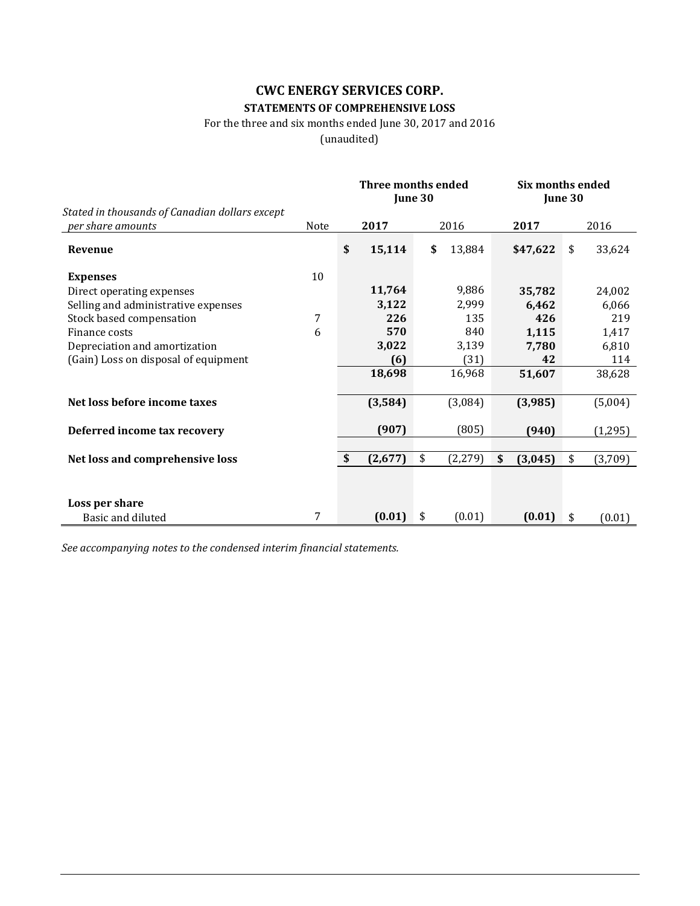# CWC ENERGY SERVICES CORP.

## STATEMENTS OF COMPREHENSIVE LOSS

For the three and six months ended June 30, 2017 and 2016

(unaudited)

| *Stated in thousands of Canadian dollars except per share amounts* | Note | Three months ended June 30 2017 | Three months ended June 30 2016 | Six months ended June 30 2017 | Six months ended June 30 2016 |
|---|---|---|---|---|---|
| **Revenue** | | **$ 15,114** | $ 13,884 | **$47,622** | $ 33,624 |
| **Expenses** | 10 | | | | |
| Direct operating expenses | | **11,764** | 9,886 | **35,782** | 24,002 |
| Selling and administrative expenses | | **3,122** | 2,999 | **6,462** | 6,066 |
| Stock based compensation | 7 | **226** | 135 | **426** | 219 |
| Finance costs | 6 | **570** | 840 | **1,115** | 1,417 |
| Depreciation and amortization | | **3,022** | 3,139 | **7,780** | 6,810 |
| (Gain) Loss on disposal of equipment | | **(6)** | (31) | **42** | 114 |
| | | **18,698** | 16,968 | **51,607** | 38,628 |
| **Net loss before income taxes** | | **(3,584)** | (3,084) | **(3,985)** | (5,004) |
| **Deferred income tax recovery** | | **(907)** | (805) | **(940)** | (1,295) |
| **Net loss and comprehensive loss** | | **$ (2,677)** | $ (2,279) | **$ (3,045)** | $ (3,709) |
| **Loss per share** | | | | | |
| Basic and diluted | 7 | **(0.01)** | $ (0.01) | **(0.01)** | $ (0.01) |

*See accompanying notes to the condensed interim financial statements.*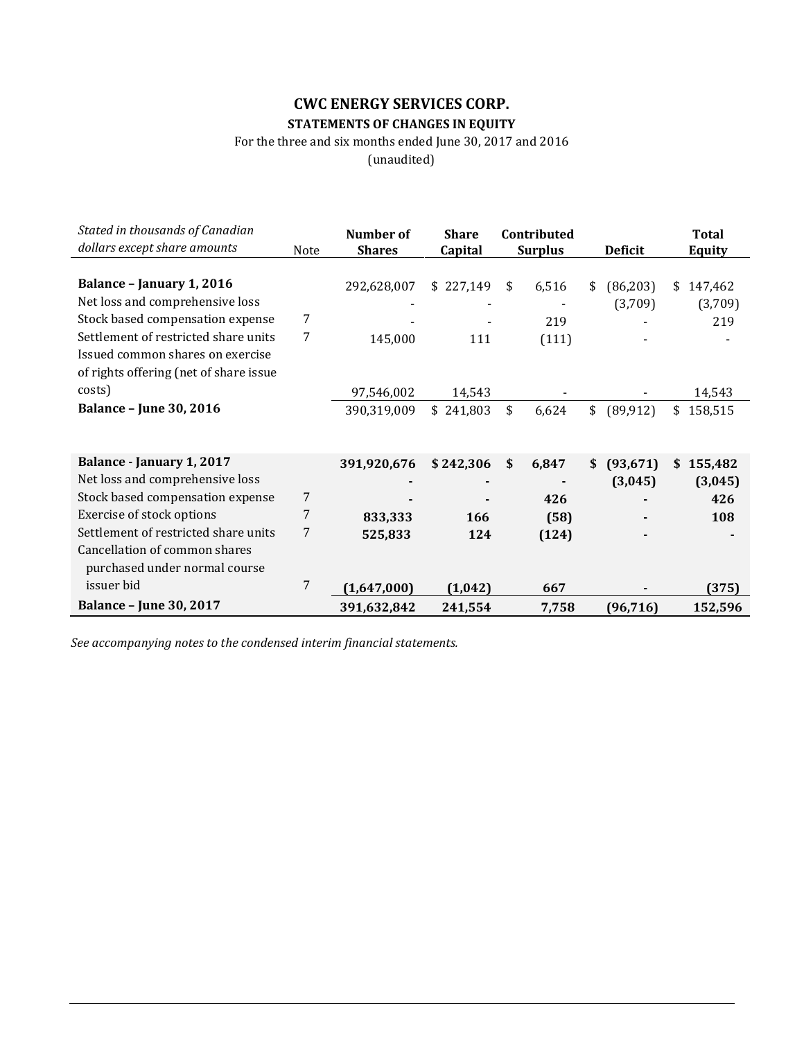# CWC ENERGY SERVICES CORP.

## STATEMENTS OF CHANGES IN EQUITY

For the three and six months ended June 30, 2017 and 2016

(unaudited)

| *Stated in thousands of Canadian dollars except share amounts* | Note | Number of Shares | Share Capital | Contributed Surplus | Deficit | Total Equity |
|---|---|---|---|---|---|---|
| **Balance – January 1, 2016** | | 292,628,007 | $ 227,149 | $ 6,516 | $ (86,203) | $ 147,462 |
| Net loss and comprehensive loss | | - | - | - | (3,709) | (3,709) |
| Stock based compensation expense | 7 | - | - | 219 | - | 219 |
| Settlement of restricted share units | 7 | 145,000 | 111 | (111) | - | - |
| Issued common shares on exercise of rights offering (net of share issue costs) | | 97,546,002 | 14,543 | - | - | 14,543 |
| **Balance – June 30, 2016** | | 390,319,009 | $ 241,803 | $ 6,624 | $ (89,912) | $ 158,515 |
| | | | | | | |
| **Balance - January 1, 2017** | | **391,920,676** | **$ 242,306** | **$ 6,847** | **$ (93,671)** | **$ 155,482** |
| Net loss and comprehensive loss | | **-** | **-** | **-** | **(3,045)** | **(3,045)** |
| Stock based compensation expense | 7 | **-** | **-** | **426** | **-** | **426** |
| Exercise of stock options | 7 | **833,333** | **166** | **(58)** | **-** | **108** |
| Settlement of restricted share units | 7 | **525,833** | **124** | **(124)** | **-** | **-** |
| Cancellation of common shares purchased under normal course issuer bid | 7 | **(1,647,000)** | **(1,042)** | **667** | **-** | **(375)** |
| **Balance – June 30, 2017** | | **391,632,842** | **241,554** | **7,758** | **(96,716)** | **152,596** |

*See accompanying notes to the condensed interim financial statements.*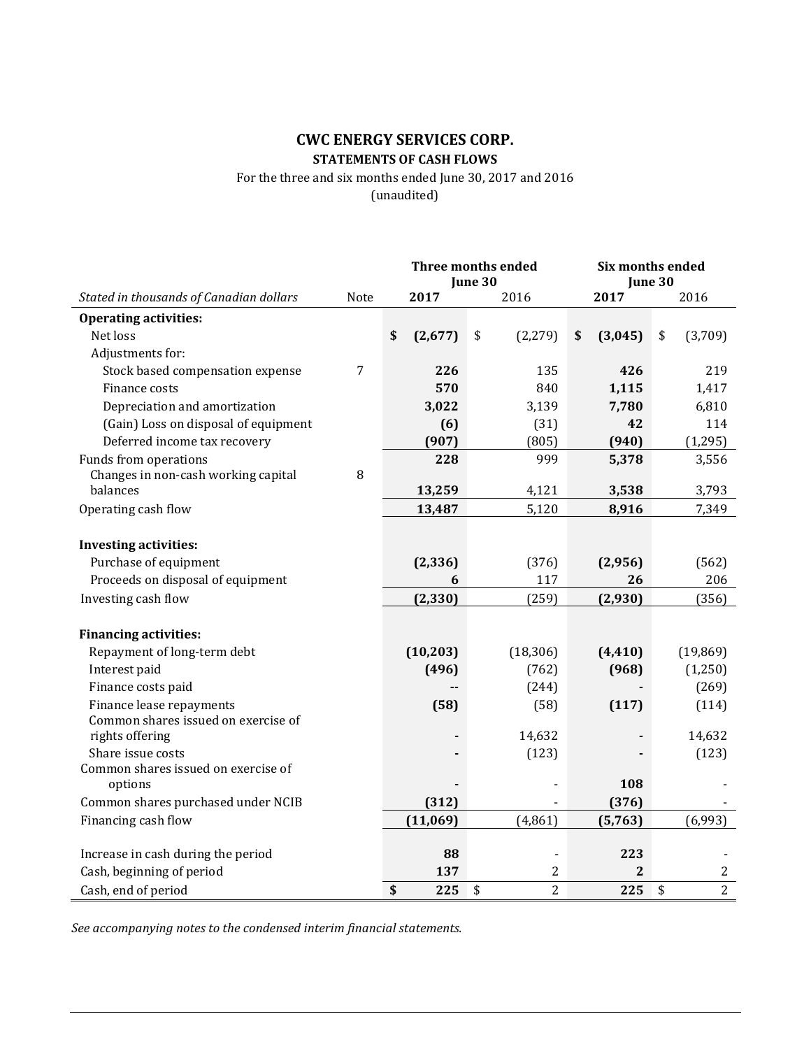# CWC ENERGY SERVICES CORP.

## STATEMENTS OF CASH FLOWS

For the three and six months ended June 30, 2017 and 2016

(unaudited)

| *Stated in thousands of Canadian dollars* | Note | Three months ended June 30 2017 | Three months ended June 30 2016 | Six months ended June 30 2017 | Six months ended June 30 2016 |
|---|---|---|---|---|---|
| **Operating activities:** | | | | | |
| Net loss | | **$ (2,677)** | $ (2,279) | **$ (3,045)** | $ (3,709) |
| Adjustments for: | | | | | |
| Stock based compensation expense | 7 | **226** | 135 | **426** | 219 |
| Finance costs | | **570** | 840 | **1,115** | 1,417 |
| Depreciation and amortization | | **3,022** | 3,139 | **7,780** | 6,810 |
| (Gain) Loss on disposal of equipment | | **(6)** | (31) | **42** | 114 |
| Deferred income tax recovery | | **(907)** | (805) | **(940)** | (1,295) |
| Funds from operations | | **228** | 999 | **5,378** | 3,556 |
| Changes in non-cash working capital balances | 8 | **13,259** | 4,121 | **3,538** | 3,793 |
| Operating cash flow | | **13,487** | 5,120 | **8,916** | 7,349 |
| | | | | | |
| **Investing activities:** | | | | | |
| Purchase of equipment | | **(2,336)** | (376) | **(2,956)** | (562) |
| Proceeds on disposal of equipment | | **6** | 117 | **26** | 206 |
| Investing cash flow | | **(2,330)** | (259) | **(2,930)** | (356) |
| | | | | | |
| **Financing activities:** | | | | | |
| Repayment of long-term debt | | **(10,203)** | (18,306) | **(4,410)** | (19,869) |
| Interest paid | | **(496)** | (762) | **(968)** | (1,250) |
| Finance costs paid | | **--** | (244) | **-** | (269) |
| Finance lease repayments | | **(58)** | (58) | **(117)** | (114) |
| Common shares issued on exercise of rights offering | | **-** | 14,632 | **-** | 14,632 |
| Share issue costs | | **-** | (123) | **-** | (123) |
| Common shares issued on exercise of options | | **-** | - | **108** | - |
| Common shares purchased under NCIB | | **(312)** | - | **(376)** | - |
| Financing cash flow | | **(11,069)** | (4,861) | **(5,763)** | (6,993) |
| | | | | | |
| Increase in cash during the period | | **88** | - | **223** | - |
| Cash, beginning of period | | **137** | 2 | **2** | 2 |
| Cash, end of period | | **$ 225** | $ 2 | **225** | $ 2 |

*See accompanying notes to the condensed interim financial statements.*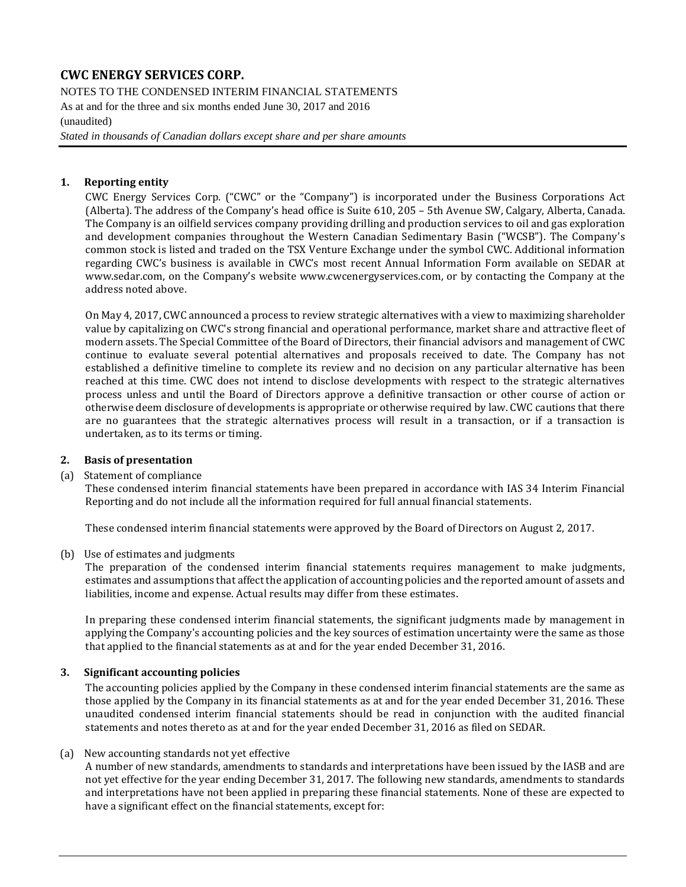## 1. Reporting entity

CWC Energy Services Corp. ("CWC" or the "Company") is incorporated under the Business Corporations Act (Alberta). The address of the Company's head office is Suite 610, 205 – 5th Avenue SW, Calgary, Alberta, Canada. The Company is an oilfield services company providing drilling and production services to oil and gas exploration and development companies throughout the Western Canadian Sedimentary Basin ("WCSB"). The Company's common stock is listed and traded on the TSX Venture Exchange under the symbol CWC. Additional information regarding CWC's business is available in CWC's most recent Annual Information Form available on SEDAR at www.sedar.com, on the Company's website www.cwcenergyservices.com, or by contacting the Company at the address noted above.

On May 4, 2017, CWC announced a process to review strategic alternatives with a view to maximizing shareholder value by capitalizing on CWC's strong financial and operational performance, market share and attractive fleet of modern assets. The Special Committee of the Board of Directors, their financial advisors and management of CWC continue to evaluate several potential alternatives and proposals received to date. The Company has not established a definitive timeline to complete its review and no decision on any particular alternative has been reached at this time. CWC does not intend to disclose developments with respect to the strategic alternatives process unless and until the Board of Directors approve a definitive transaction or other course of action or otherwise deem disclosure of developments is appropriate or otherwise required by law. CWC cautions that there are no guarantees that the strategic alternatives process will result in a transaction, or if a transaction is undertaken, as to its terms or timing.

## 2. Basis of presentation

(a) Statement of compliance

These condensed interim financial statements have been prepared in accordance with IAS 34 Interim Financial Reporting and do not include all the information required for full annual financial statements.

These condensed interim financial statements were approved by the Board of Directors on August 2, 2017.

(b) Use of estimates and judgments

The preparation of the condensed interim financial statements requires management to make judgments, estimates and assumptions that affect the application of accounting policies and the reported amount of assets and liabilities, income and expense. Actual results may differ from these estimates.

In preparing these condensed interim financial statements, the significant judgments made by management in applying the Company's accounting policies and the key sources of estimation uncertainty were the same as those that applied to the financial statements as at and for the year ended December 31, 2016.

## 3. Significant accounting policies

The accounting policies applied by the Company in these condensed interim financial statements are the same as those applied by the Company in its financial statements as at and for the year ended December 31, 2016. These unaudited condensed interim financial statements should be read in conjunction with the audited financial statements and notes thereto as at and for the year ended December 31, 2016 as filed on SEDAR.

(a) New accounting standards not yet effective

A number of new standards, amendments to standards and interpretations have been issued by the IASB and are not yet effective for the year ending December 31, 2017. The following new standards, amendments to standards and interpretations have not been applied in preparing these financial statements. None of these are expected to have a significant effect on the financial statements, except for: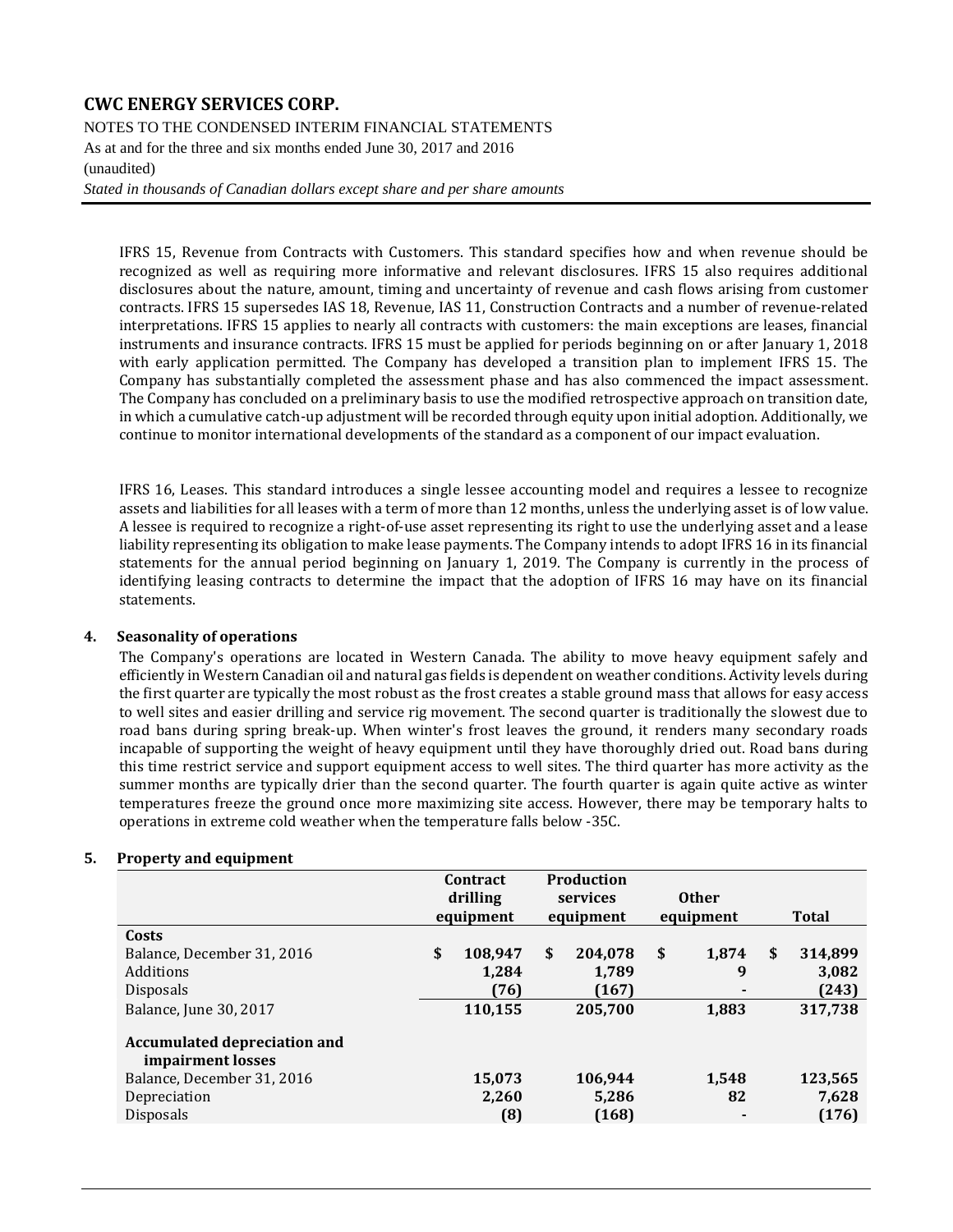IFRS 15, Revenue from Contracts with Customers. This standard specifies how and when revenue should be recognized as well as requiring more informative and relevant disclosures. IFRS 15 also requires additional disclosures about the nature, amount, timing and uncertainty of revenue and cash flows arising from customer contracts. IFRS 15 supersedes IAS 18, Revenue, IAS 11, Construction Contracts and a number of revenue-related interpretations. IFRS 15 applies to nearly all contracts with customers: the main exceptions are leases, financial instruments and insurance contracts. IFRS 15 must be applied for periods beginning on or after January 1, 2018 with early application permitted. The Company has developed a transition plan to implement IFRS 15. The Company has substantially completed the assessment phase and has also commenced the impact assessment. The Company has concluded on a preliminary basis to use the modified retrospective approach on transition date, in which a cumulative catch-up adjustment will be recorded through equity upon initial adoption. Additionally, we continue to monitor international developments of the standard as a component of our impact evaluation.

IFRS 16, Leases. This standard introduces a single lessee accounting model and requires a lessee to recognize assets and liabilities for all leases with a term of more than 12 months, unless the underlying asset is of low value. A lessee is required to recognize a right-of-use asset representing its right to use the underlying asset and a lease liability representing its obligation to make lease payments. The Company intends to adopt IFRS 16 in its financial statements for the annual period beginning on January 1, 2019. The Company is currently in the process of identifying leasing contracts to determine the impact that the adoption of IFRS 16 may have on its financial statements.

## 4. Seasonality of operations

The Company's operations are located in Western Canada. The ability to move heavy equipment safely and efficiently in Western Canadian oil and natural gas fields is dependent on weather conditions. Activity levels during the first quarter are typically the most robust as the frost creates a stable ground mass that allows for easy access to well sites and easier drilling and service rig movement. The second quarter is traditionally the slowest due to road bans during spring break-up. When winter's frost leaves the ground, it renders many secondary roads incapable of supporting the weight of heavy equipment until they have thoroughly dried out. Road bans during this time restrict service and support equipment access to well sites. The third quarter has more activity as the summer months are typically drier than the second quarter. The fourth quarter is again quite active as winter temperatures freeze the ground once more maximizing site access. However, there may be temporary halts to operations in extreme cold weather when the temperature falls below -35C.

## 5. Property and equipment

| | Contract drilling equipment | Production services equipment | Other equipment | Total |
|---|---|---|---|---|
| **Costs** | | | | |
| Balance, December 31, 2016 | $ 108,947 | $ 204,078 | $ 1,874 | $ 314,899 |
| Additions | 1,284 | 1,789 | 9 | 3,082 |
| Disposals | (76) | (167) | - | (243) |
| Balance, June 30, 2017 | 110,155 | 205,700 | 1,883 | 317,738 |
| **Accumulated depreciation and impairment losses** | | | | |
| Balance, December 31, 2016 | 15,073 | 106,944 | 1,548 | 123,565 |
| Depreciation | 2,260 | 5,286 | 82 | 7,628 |
| Disposals | (8) | (168) | - | (176) |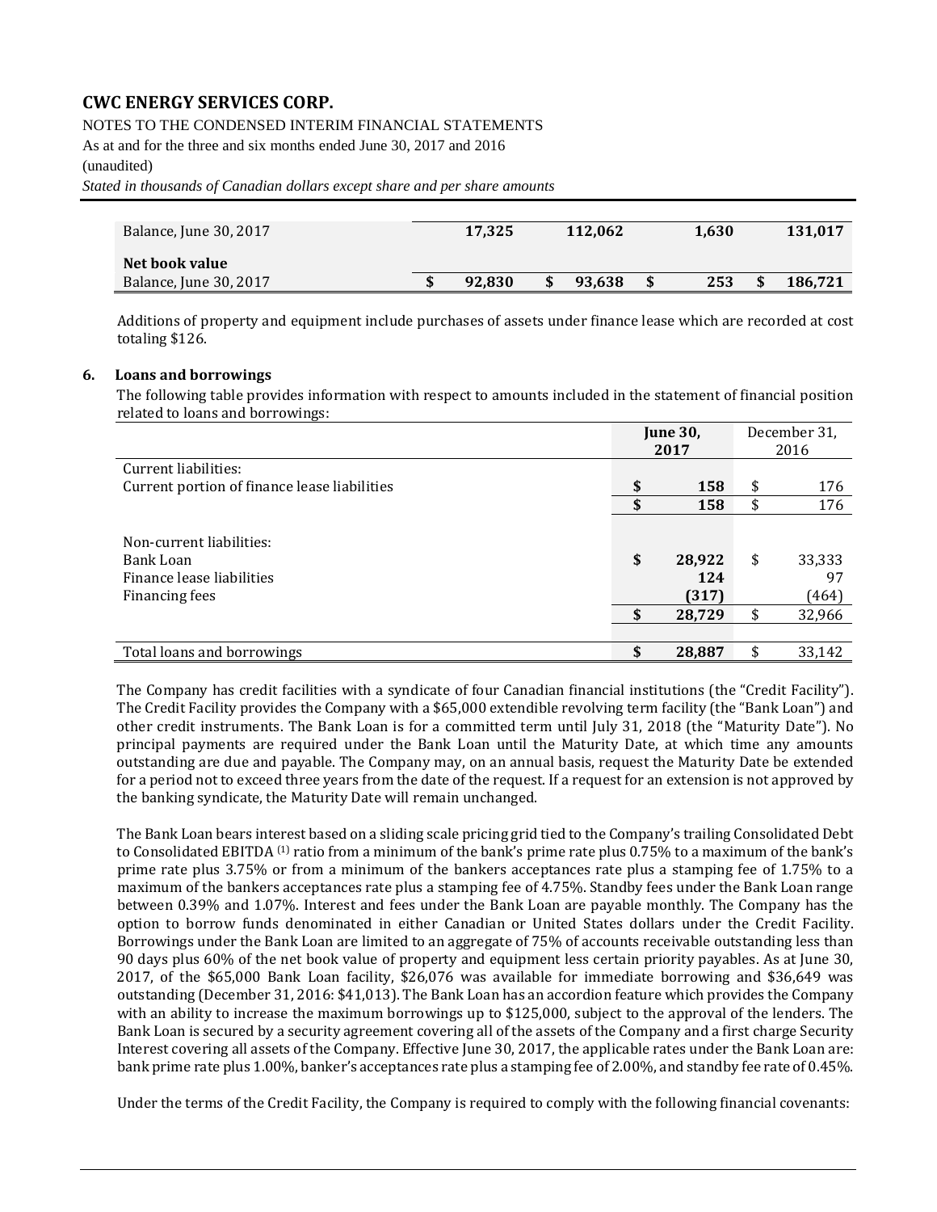| | | | | |
|---|---|---|---|---|
| Balance, June 30, 2017 | **17,325** | **112,062** | **1,630** | **131,017** |
| **Net book value** | | | | |
| Balance, June 30, 2017 | **$ 92,830** | **$ 93,638** | **$ 253** | **$ 186,721** |

Additions of property and equipment include purchases of assets under finance lease which are recorded at cost totaling $126.

## 6. Loans and borrowings

The following table provides information with respect to amounts included in the statement of financial position related to loans and borrowings:

| | **June 30, 2017** | December 31, 2016 |
|---|---|---|
| Current liabilities: | | |
| Current portion of finance lease liabilities | **$ 158** | $ 176 |
| | **$ 158** | $ 176 |
| | | |
| Non-current liabilities: | | |
| Bank Loan | **$ 28,922** | $ 33,333 |
| Finance lease liabilities | **124** | 97 |
| Financing fees | **(317)** | (464) |
| | **$ 28,729** | $ 32,966 |
| | | |
| Total loans and borrowings | **$ 28,887** | $ 33,142 |

The Company has credit facilities with a syndicate of four Canadian financial institutions (the "Credit Facility"). The Credit Facility provides the Company with a $65,000 extendible revolving term facility (the "Bank Loan") and other credit instruments. The Bank Loan is for a committed term until July 31, 2018 (the "Maturity Date"). No principal payments are required under the Bank Loan until the Maturity Date, at which time any amounts outstanding are due and payable. The Company may, on an annual basis, request the Maturity Date be extended for a period not to exceed three years from the date of the request. If a request for an extension is not approved by the banking syndicate, the Maturity Date will remain unchanged.

The Bank Loan bears interest based on a sliding scale pricing grid tied to the Company's trailing Consolidated Debt to Consolidated EBITDA [(1)] ratio from a minimum of the bank's prime rate plus 0.75% to a maximum of the bank's prime rate plus 3.75% or from a minimum of the bankers acceptances rate plus a stamping fee of 1.75% to a maximum of the bankers acceptances rate plus a stamping fee of 4.75%. Standby fees under the Bank Loan range between 0.39% and 1.07%. Interest and fees under the Bank Loan are payable monthly. The Company has the option to borrow funds denominated in either Canadian or United States dollars under the Credit Facility. Borrowings under the Bank Loan are limited to an aggregate of 75% of accounts receivable outstanding less than 90 days plus 60% of the net book value of property and equipment less certain priority payables. As at June 30, 2017, of the $65,000 Bank Loan facility, $26,076 was available for immediate borrowing and $36,649 was outstanding (December 31, 2016: $41,013). The Bank Loan has an accordion feature which provides the Company with an ability to increase the maximum borrowings up to $125,000, subject to the approval of the lenders. The Bank Loan is secured by a security agreement covering all of the assets of the Company and a first charge Security Interest covering all assets of the Company. Effective June 30, 2017, the applicable rates under the Bank Loan are: bank prime rate plus 1.00%, banker's acceptances rate plus a stamping fee of 2.00%, and standby fee rate of 0.45%.

Under the terms of the Credit Facility, the Company is required to comply with the following financial covenants: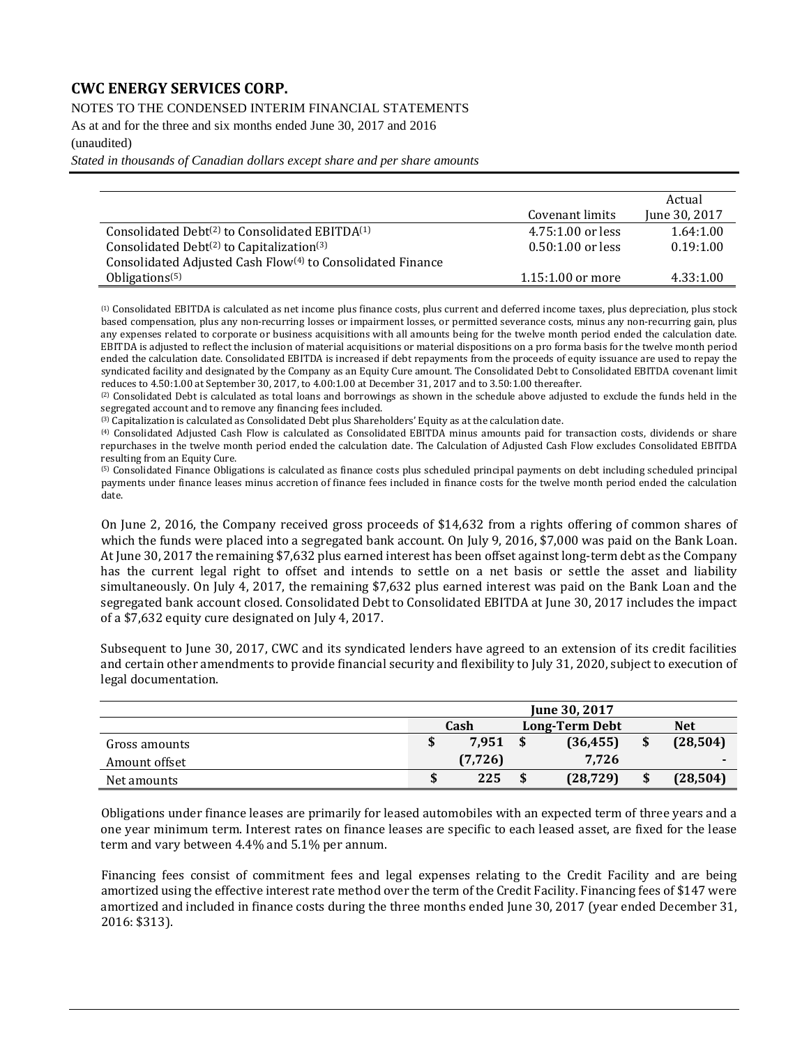| | Covenant limits | Actual June 30, 2017 |
|---|---|---|
| Consolidated Debt[2] to Consolidated EBITDA[1] | 4.75:1.00 or less | 1.64:1.00 |
| Consolidated Debt[2] to Capitalization[3] | 0.50:1.00 or less | 0.19:1.00 |
| Consolidated Adjusted Cash Flow[4] to Consolidated Finance Obligations[5] | 1.15:1.00 or more | 4.33:1.00 |

[1] Consolidated EBITDA is calculated as net income plus finance costs, plus current and deferred income taxes, plus depreciation, plus stock based compensation, plus any non-recurring losses or impairment losses, or permitted severance costs, minus any non-recurring gain, plus any expenses related to corporate or business acquisitions with all amounts being for the twelve month period ended the calculation date. EBITDA is adjusted to reflect the inclusion of material acquisitions or material dispositions on a pro forma basis for the twelve month period ended the calculation date. Consolidated EBITDA is increased if debt repayments from the proceeds of equity issuance are used to repay the syndicated facility and designated by the Company as an Equity Cure amount. The Consolidated Debt to Consolidated EBITDA covenant limit reduces to 4.50:1.00 at September 30, 2017, to 4.00:1.00 at December 31, 2017 and to 3.50:1.00 thereafter.

[2] Consolidated Debt is calculated as total loans and borrowings as shown in the schedule above adjusted to exclude the funds held in the segregated account and to remove any financing fees included.

[3] Capitalization is calculated as Consolidated Debt plus Shareholders' Equity as at the calculation date.

[4] Consolidated Adjusted Cash Flow is calculated as Consolidated EBITDA minus amounts paid for transaction costs, dividends or share repurchases in the twelve month period ended the calculation date. The Calculation of Adjusted Cash Flow excludes Consolidated EBITDA resulting from an Equity Cure.

[5] Consolidated Finance Obligations is calculated as finance costs plus scheduled principal payments on debt including scheduled principal payments under finance leases minus accretion of finance fees included in finance costs for the twelve month period ended the calculation date.

On June 2, 2016, the Company received gross proceeds of $14,632 from a rights offering of common shares of which the funds were placed into a segregated bank account. On July 9, 2016, $7,000 was paid on the Bank Loan. At June 30, 2017 the remaining $7,632 plus earned interest has been offset against long-term debt as the Company has the current legal right to offset and intends to settle on a net basis or settle the asset and liability simultaneously. On July 4, 2017, the remaining $7,632 plus earned interest was paid on the Bank Loan and the segregated bank account closed. Consolidated Debt to Consolidated EBITDA at June 30, 2017 includes the impact of a $7,632 equity cure designated on July 4, 2017.

Subsequent to June 30, 2017, CWC and its syndicated lenders have agreed to an extension of its credit facilities and certain other amendments to provide financial security and flexibility to July 31, 2020, subject to execution of legal documentation.

| | June 30, 2017 | | |
|---|---|---|---|
| | **Cash** | **Long-Term Debt** | **Net** |
| Gross amounts | $ 7,951 | $ (36,455) | $ (28,504) |
| Amount offset | (7,726) | 7,726 | - |
| Net amounts | $ 225 | $ (28,729) | $ (28,504) |

Obligations under finance leases are primarily for leased automobiles with an expected term of three years and a one year minimum term. Interest rates on finance leases are specific to each leased asset, are fixed for the lease term and vary between 4.4% and 5.1% per annum.

Financing fees consist of commitment fees and legal expenses relating to the Credit Facility and are being amortized using the effective interest rate method over the term of the Credit Facility. Financing fees of $147 were amortized and included in finance costs during the three months ended June 30, 2017 (year ended December 31, 2016: $313).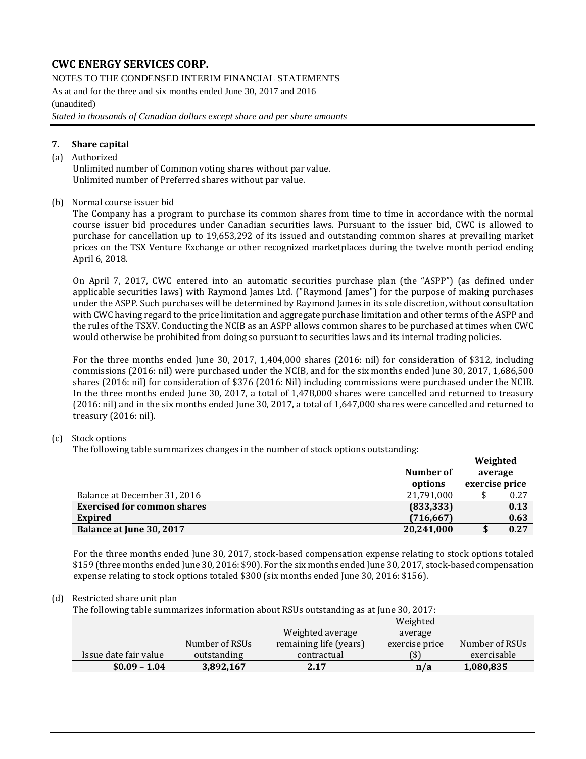## 7. Share capital

(a) Authorized

Unlimited number of Common voting shares without par value.
Unlimited number of Preferred shares without par value.

(b) Normal course issuer bid

The Company has a program to purchase its common shares from time to time in accordance with the normal course issuer bid procedures under Canadian securities laws. Pursuant to the issuer bid, CWC is allowed to purchase for cancellation up to 19,653,292 of its issued and outstanding common shares at prevailing market prices on the TSX Venture Exchange or other recognized marketplaces during the twelve month period ending April 6, 2018.

On April 7, 2017, CWC entered into an automatic securities purchase plan (the "ASPP") (as defined under applicable securities laws) with Raymond James Ltd. ("Raymond James") for the purpose of making purchases under the ASPP. Such purchases will be determined by Raymond James in its sole discretion, without consultation with CWC having regard to the price limitation and aggregate purchase limitation and other terms of the ASPP and the rules of the TSXV. Conducting the NCIB as an ASPP allows common shares to be purchased at times when CWC would otherwise be prohibited from doing so pursuant to securities laws and its internal trading policies.

For the three months ended June 30, 2017, 1,404,000 shares (2016: nil) for consideration of $312, including commissions (2016: nil) were purchased under the NCIB, and for the six months ended June 30, 2017, 1,686,500 shares (2016: nil) for consideration of $376 (2016: Nil) including commissions were purchased under the NCIB. In the three months ended June 30, 2017, a total of 1,478,000 shares were cancelled and returned to treasury (2016: nil) and in the six months ended June 30, 2017, a total of 1,647,000 shares were cancelled and returned to treasury (2016: nil).

(c) Stock options

The following table summarizes changes in the number of stock options outstanding:

| | Number of options | Weighted average exercise price |
|---|---|---|
| Balance at December 31, 2016 | 21,791,000 | $ 0.27 |
| **Exercised for common shares** | **(833,333)** | **0.13** |
| **Expired** | **(716,667)** | **0.63** |
| **Balance at June 30, 2017** | **20,241,000** | **$ 0.27** |

For the three months ended June 30, 2017, stock-based compensation expense relating to stock options totaled $159 (three months ended June 30, 2016: $90). For the six months ended June 30, 2017, stock-based compensation expense relating to stock options totaled $300 (six months ended June 30, 2016: $156).

(d) Restricted share unit plan

The following table summarizes information about RSUs outstanding as at June 30, 2017:

| Issue date fair value | Number of RSUs outstanding | Weighted average remaining life (years) contractual | Weighted average exercise price ($) | Number of RSUs exercisable |
|---|---|---|---|---|
| **$0.09 – 1.04** | **3,892,167** | **2.17** | **n/a** | **1,080,835** |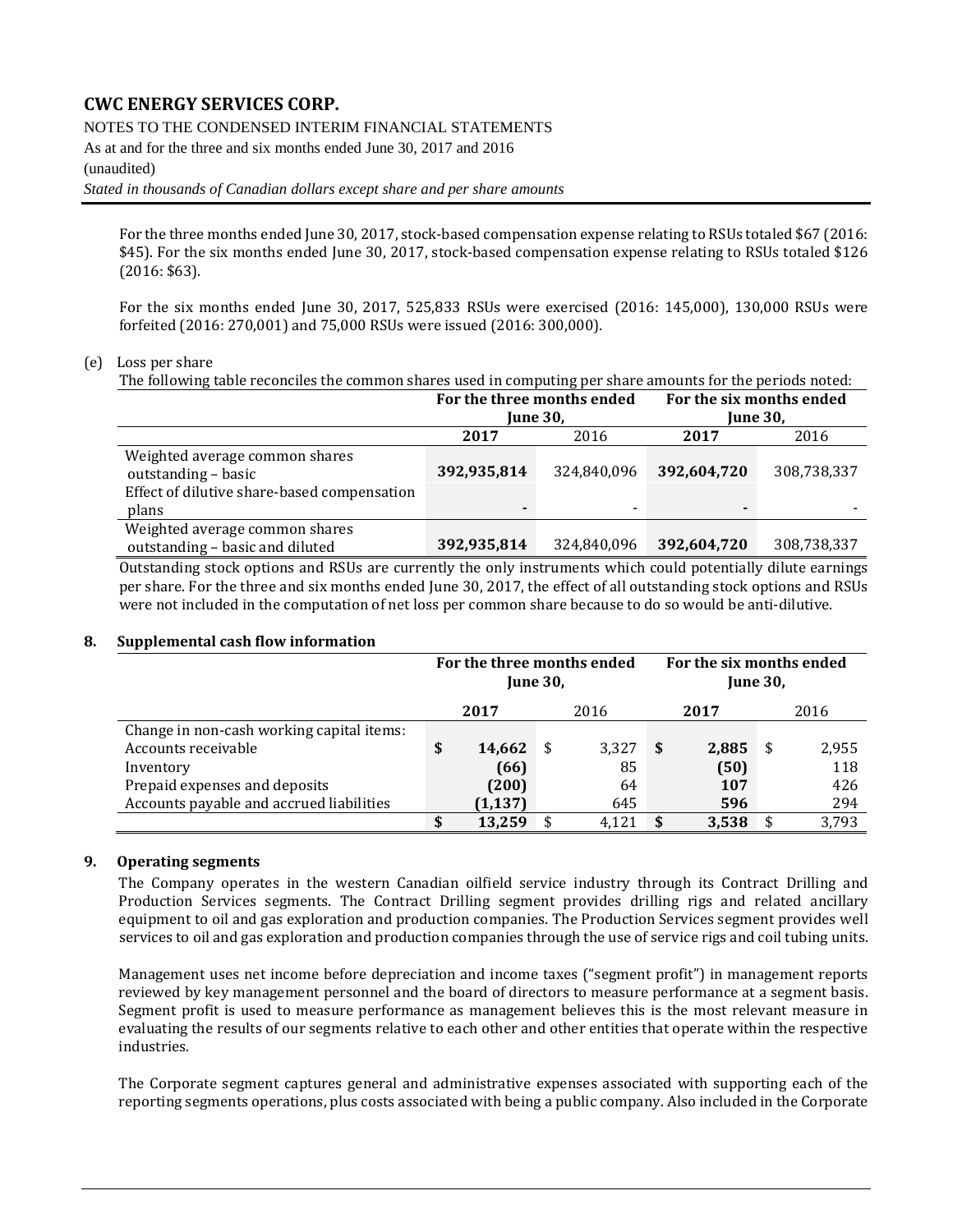For the three months ended June 30, 2017, stock-based compensation expense relating to RSUs totaled $67 (2016: $45). For the six months ended June 30, 2017, stock-based compensation expense relating to RSUs totaled $126 (2016: $63).

For the six months ended June 30, 2017, 525,833 RSUs were exercised (2016: 145,000), 130,000 RSUs were forfeited (2016: 270,001) and 75,000 RSUs were issued (2016: 300,000).

(e) Loss per share

The following table reconciles the common shares used in computing per share amounts for the periods noted:

| | For the three months ended June 30, | | For the six months ended June 30, | |
|---|---|---|---|---|
| | **2017** | 2016 | **2017** | 2016 |
| Weighted average common shares outstanding – basic | **392,935,814** | 324,840,096 | **392,604,720** | 308,738,337 |
| Effect of dilutive share-based compensation plans | **-** | - | **-** | - |
| Weighted average common shares outstanding – basic and diluted | **392,935,814** | 324,840,096 | **392,604,720** | 308,738,337 |

Outstanding stock options and RSUs are currently the only instruments which could potentially dilute earnings per share. For the three and six months ended June 30, 2017, the effect of all outstanding stock options and RSUs were not included in the computation of net loss per common share because to do so would be anti-dilutive.

## 8. Supplemental cash flow information

| | For the three months ended June 30, | | For the six months ended June 30, | |
|---|---|---|---|---|
| | **2017** | 2016 | **2017** | 2016 |
| Change in non-cash working capital items: | | | | |
| Accounts receivable | **$ 14,662** | $ 3,327 | **$ 2,885** | $ 2,955 |
| Inventory | **(66)** | 85 | **(50)** | 118 |
| Prepaid expenses and deposits | **(200)** | 64 | **107** | 426 |
| Accounts payable and accrued liabilities | **(1,137)** | 645 | **596** | 294 |
| | **$ 13,259** | $ 4,121 | **$ 3,538** | $ 3,793 |

## 9. Operating segments

The Company operates in the western Canadian oilfield service industry through its Contract Drilling and Production Services segments. The Contract Drilling segment provides drilling rigs and related ancillary equipment to oil and gas exploration and production companies. The Production Services segment provides well services to oil and gas exploration and production companies through the use of service rigs and coil tubing units.

Management uses net income before depreciation and income taxes ("segment profit") in management reports reviewed by key management personnel and the board of directors to measure performance at a segment basis. Segment profit is used to measure performance as management believes this is the most relevant measure in evaluating the results of our segments relative to each other and other entities that operate within the respective industries.

The Corporate segment captures general and administrative expenses associated with supporting each of the reporting segments operations, plus costs associated with being a public company. Also included in the Corporate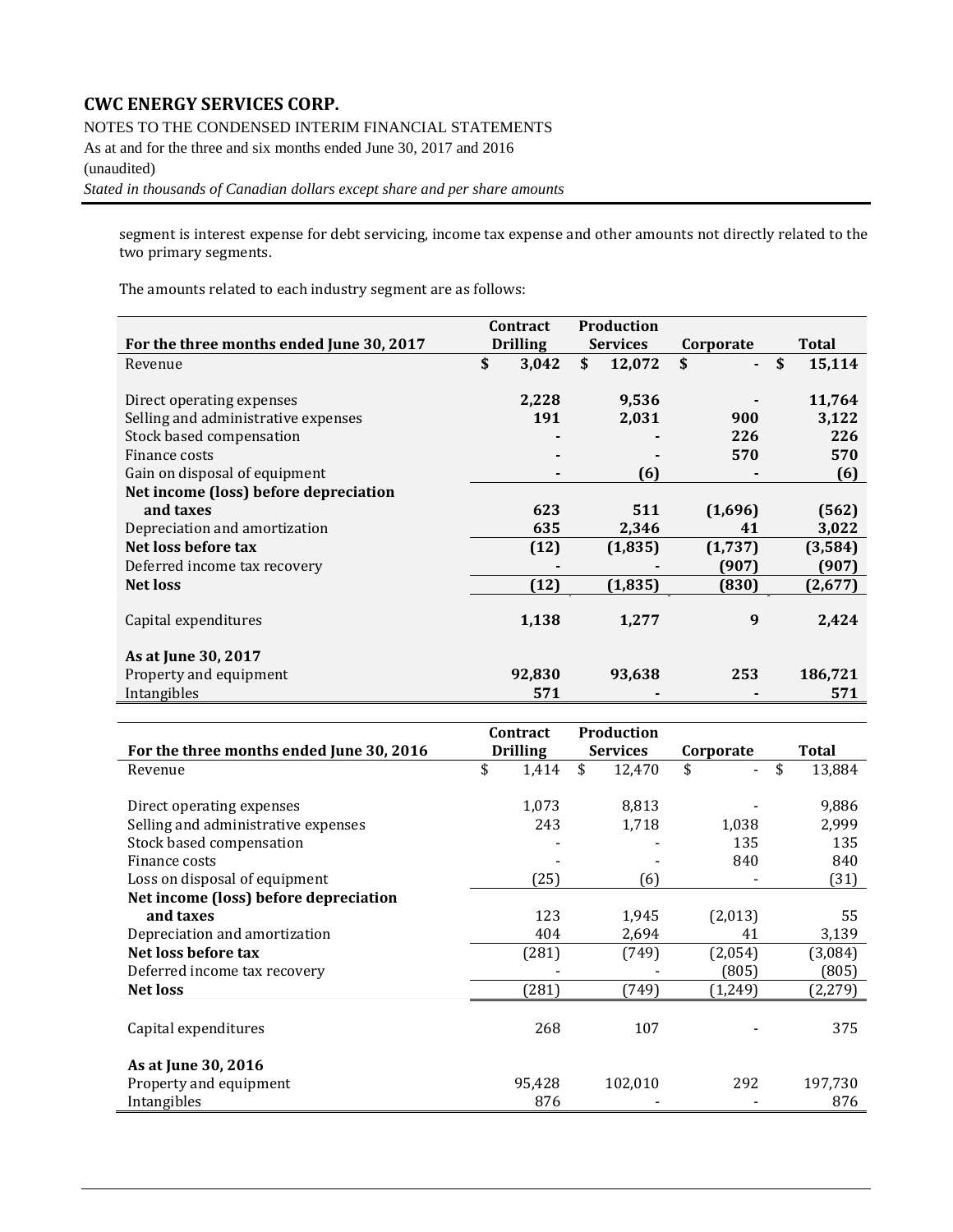segment is interest expense for debt servicing, income tax expense and other amounts not directly related to the two primary segments.

The amounts related to each industry segment are as follows:

| For the three months ended June 30, 2017 | Contract Drilling | Production Services | Corporate | Total |
|---|---|---|---|---|
| Revenue | $ 3,042 | $ 12,072 | $ - | $ 15,114 |
| | | | | |
| Direct operating expenses | 2,228 | 9,536 | - | 11,764 |
| Selling and administrative expenses | 191 | 2,031 | 900 | 3,122 |
| Stock based compensation | - | - | 226 | 226 |
| Finance costs | - | - | 570 | 570 |
| Gain on disposal of equipment | - | (6) | - | (6) |
| **Net income (loss) before depreciation and taxes** | 623 | 511 | (1,696) | (562) |
| Depreciation and amortization | 635 | 2,346 | 41 | 3,022 |
| **Net loss before tax** | (12) | (1,835) | (1,737) | (3,584) |
| Deferred income tax recovery | - | - | (907) | (907) |
| **Net loss** | (12) | (1,835) | (830) | (2,677) |
| | | | | |
| Capital expenditures | 1,138 | 1,277 | 9 | 2,424 |
| | | | | |
| **As at June 30, 2017** | | | | |
| Property and equipment | 92,830 | 93,638 | 253 | 186,721 |
| Intangibles | 571 | - | - | 571 |

| For the three months ended June 30, 2016 | Contract Drilling | Production Services | Corporate | Total |
|---|---|---|---|---|
| Revenue | $ 1,414 | $ 12,470 | $ - | $ 13,884 |
| | | | | |
| Direct operating expenses | 1,073 | 8,813 | - | 9,886 |
| Selling and administrative expenses | 243 | 1,718 | 1,038 | 2,999 |
| Stock based compensation | - | - | 135 | 135 |
| Finance costs | - | - | 840 | 840 |
| Loss on disposal of equipment | (25) | (6) | - | (31) |
| **Net income (loss) before depreciation and taxes** | 123 | 1,945 | (2,013) | 55 |
| Depreciation and amortization | 404 | 2,694 | 41 | 3,139 |
| **Net loss before tax** | (281) | (749) | (2,054) | (3,084) |
| Deferred income tax recovery | - | - | (805) | (805) |
| **Net loss** | (281) | (749) | (1,249) | (2,279) |
| | | | | |
| Capital expenditures | 268 | 107 | - | 375 |
| | | | | |
| **As at June 30, 2016** | | | | |
| Property and equipment | 95,428 | 102,010 | 292 | 197,730 |
| Intangibles | 876 | - | - | 876 |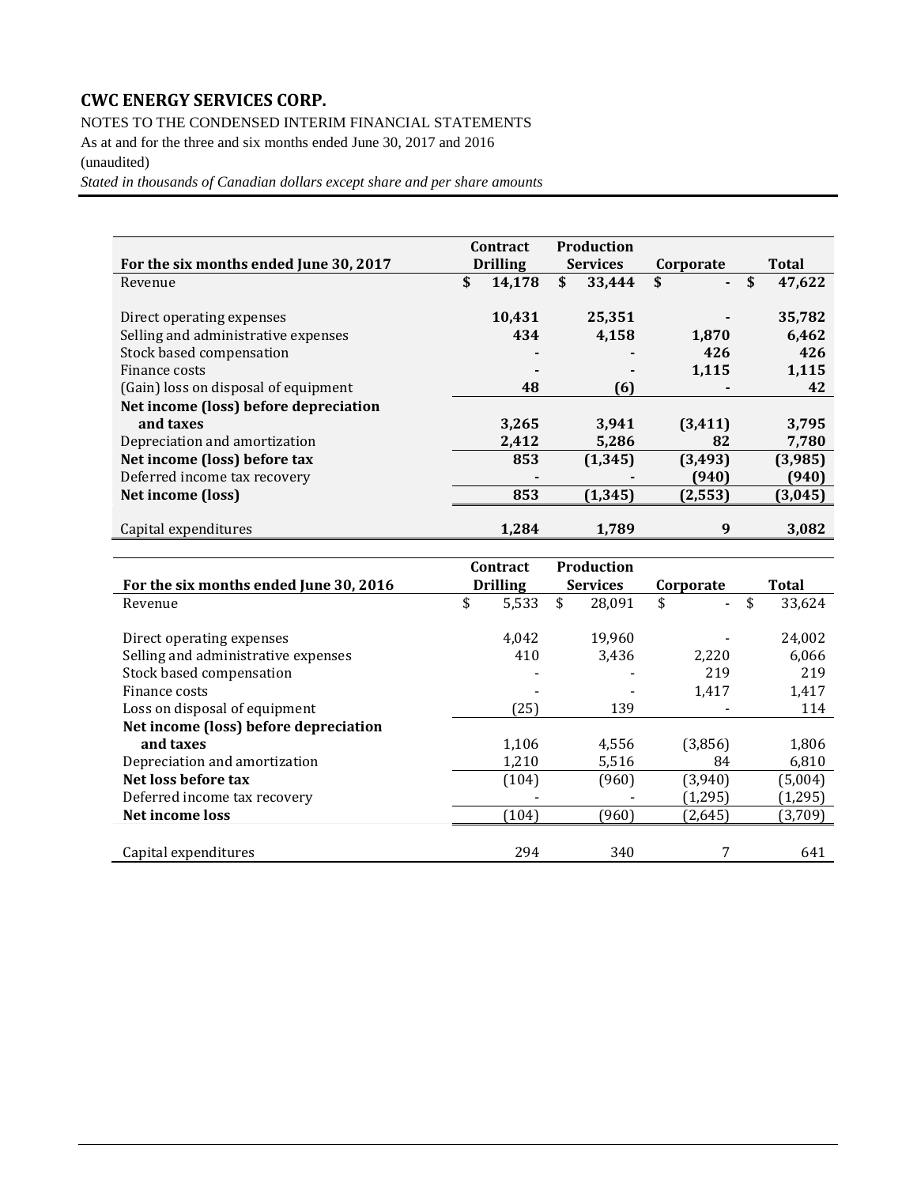# CWC ENERGY SERVICES CORP.

NOTES TO THE CONDENSED INTERIM FINANCIAL STATEMENTS

As at and for the three and six months ended June 30, 2017 and 2016

(unaudited)

*Stated in thousands of Canadian dollars except share and per share amounts*

| For the six months ended June 30, 2017 | Contract Drilling | Production Services | Corporate | Total |
|---|---|---|---|---|
| Revenue | **$ 14,178** | **$ 33,444** | **$ -** | **$ 47,622** |
| Direct operating expenses | **10,431** | **25,351** | **-** | **35,782** |
| Selling and administrative expenses | **434** | **4,158** | **1,870** | **6,462** |
| Stock based compensation | **-** | **-** | **426** | **426** |
| Finance costs | **-** | **-** | **1,115** | **1,115** |
| (Gain) loss on disposal of equipment | **48** | **(6)** | **-** | **42** |
| **Net income (loss) before depreciation and taxes** | **3,265** | **3,941** | **(3,411)** | **3,795** |
| Depreciation and amortization | **2,412** | **5,286** | **82** | **7,780** |
| **Net income (loss) before tax** | **853** | **(1,345)** | **(3,493)** | **(3,985)** |
| Deferred income tax recovery | **-** | **-** | **(940)** | **(940)** |
| **Net income (loss)** | **853** | **(1,345)** | **(2,553)** | **(3,045)** |
| Capital expenditures | **1,284** | **1,789** | **9** | **3,082** |

| For the six months ended June 30, 2016 | Contract Drilling | Production Services | Corporate | Total |
|---|---|---|---|---|
| Revenue | $ 5,533 | $ 28,091 | $ - | $ 33,624 |
| Direct operating expenses | 4,042 | 19,960 | - | 24,002 |
| Selling and administrative expenses | 410 | 3,436 | 2,220 | 6,066 |
| Stock based compensation | - | - | 219 | 219 |
| Finance costs | - | - | 1,417 | 1,417 |
| Loss on disposal of equipment | (25) | 139 | - | 114 |
| **Net income (loss) before depreciation and taxes** | 1,106 | 4,556 | (3,856) | 1,806 |
| Depreciation and amortization | 1,210 | 5,516 | 84 | 6,810 |
| **Net loss before tax** | (104) | (960) | (3,940) | (5,004) |
| Deferred income tax recovery | - | - | (1,295) | (1,295) |
| **Net income loss** | (104) | (960) | (2,645) | (3,709) |
| Capital expenditures | 294 | 340 | 7 | 641 |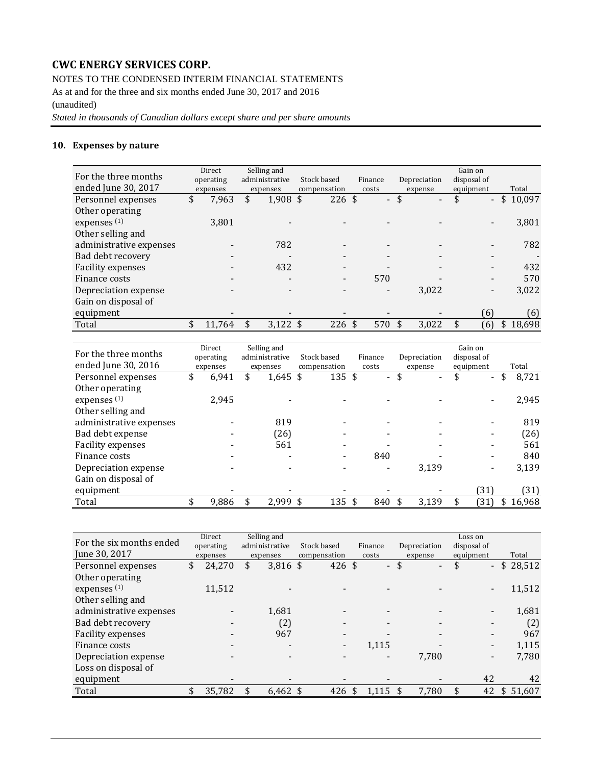# CWC ENERGY SERVICES CORP.

NOTES TO THE CONDENSED INTERIM FINANCIAL STATEMENTS

As at and for the three and six months ended June 30, 2017 and 2016

(unaudited)

*Stated in thousands of Canadian dollars except share and per share amounts*

## 10. Expenses by nature

| For the three months ended June 30, 2017 | Direct operating expenses | Selling and administrative expenses | Stock based compensation | Finance costs | Depreciation expense | Gain on disposal of equipment | Total |
|---|---|---|---|---|---|---|---|
| Personnel expenses | $ 7,963 | $ 1,908 | $ 226 | $ - | $ - | $ - | $ 10,097 |
| Other operating expenses [(1)] | 3,801 | - | - | - | - | - | 3,801 |
| Other selling and administrative expenses | - | 782 | - | - | - | - | 782 |
| Bad debt recovery | - | - | - | - | - | - | - |
| Facility expenses | - | 432 | - | - | - | - | 432 |
| Finance costs | - | - | - | 570 | - | - | 570 |
| Depreciation expense | - | - | - | - | 3,022 | - | 3,022 |
| Gain on disposal of equipment | - | - | - | - | - | (6) | (6) |
| Total | $ 11,764 | $ 3,122 | $ 226 | $ 570 | $ 3,022 | $ (6) | $ 18,698 |

| For the three months ended June 30, 2016 | Direct operating expenses | Selling and administrative expenses | Stock based compensation | Finance costs | Depreciation expense | Gain on disposal of equipment | Total |
|---|---|---|---|---|---|---|---|
| Personnel expenses | $ 6,941 | $ 1,645 | $ 135 | $ - | $ - | $ - | $ 8,721 |
| Other operating expenses [(1)] | 2,945 | - | - | - | - | - | 2,945 |
| Other selling and administrative expenses | - | 819 | - | - | - | - | 819 |
| Bad debt expense | - | (26) | - | - | - | - | (26) |
| Facility expenses | - | 561 | - | - | - | - | 561 |
| Finance costs | - | - | - | 840 | - | - | 840 |
| Depreciation expense | - | - | - | - | 3,139 | - | 3,139 |
| Gain on disposal of equipment | - | - | - | - | - | (31) | (31) |
| Total | $ 9,886 | $ 2,999 | $ 135 | $ 840 | $ 3,139 | $ (31) | $ 16,968 |

| For the six months ended June 30, 2017 | Direct operating expenses | Selling and administrative expenses | Stock based compensation | Finance costs | Depreciation expense | Loss on disposal of equipment | Total |
|---|---|---|---|---|---|---|---|
| Personnel expenses | $ 24,270 | $ 3,816 | $ 426 | $ - | $ - | $ - | $ 28,512 |
| Other operating expenses [(1)] | 11,512 | - | - | - | - | - | 11,512 |
| Other selling and administrative expenses | - | 1,681 | - | - | - | - | 1,681 |
| Bad debt recovery | - | (2) | - | - | - | - | (2) |
| Facility expenses | - | 967 | - | - | - | - | 967 |
| Finance costs | - | - | - | 1,115 | - | - | 1,115 |
| Depreciation expense | - | - | - | - | 7,780 | - | 7,780 |
| Loss on disposal of equipment | - | - | - | - | - | 42 | 42 |
| Total | $ 35,782 | $ 6,462 | $ 426 | $ 1,115 | $ 7,780 | $ 42 | $ 51,607 |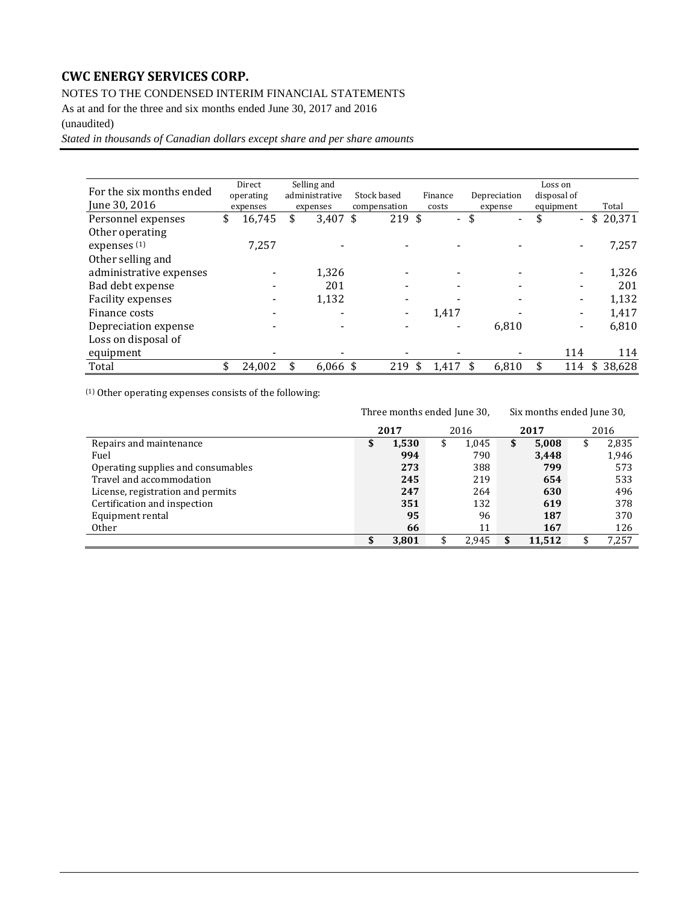**CWC ENERGY SERVICES CORP.**

NOTES TO THE CONDENSED INTERIM FINANCIAL STATEMENTS

As at and for the three and six months ended June 30, 2017 and 2016

(unaudited)

*Stated in thousands of Canadian dollars except share and per share amounts*

| For the six months ended June 30, 2016 | Direct operating expenses | Selling and administrative expenses | Stock based compensation | Finance costs | Depreciation expense | Loss on disposal of equipment | Total |
|---|---|---|---|---|---|---|---|
| Personnel expenses | $ 16,745 | $ 3,407 | $ 219 | $ - | $ - | $ - | $ 20,371 |
| Other operating expenses (1) | 7,257 | - | - | - | - | - | 7,257 |
| Other selling and administrative expenses | - | 1,326 | - | - | - | - | 1,326 |
| Bad debt expense | - | 201 | - | - | - | - | 201 |
| Facility expenses | - | 1,132 | - | - | - | - | 1,132 |
| Finance costs | - | - | - | 1,417 | - | - | 1,417 |
| Depreciation expense | - | - | - | - | 6,810 | - | 6,810 |
| Loss on disposal of equipment | - | - | - | - | - | 114 | 114 |
| Total | $ 24,002 | $ 6,066 | $ 219 | $ 1,417 | $ 6,810 | $ 114 | $ 38,628 |

(1) Other operating expenses consists of the following:

| | Three months ended June 30, | | Six months ended June 30, | |
|---|---|---|---|---|
| | **2017** | 2016 | **2017** | 2016 |
| Repairs and maintenance | **$ 1,530** | $ 1,045 | **$ 5,008** | $ 2,835 |
| Fuel | **994** | 790 | **3,448** | 1,946 |
| Operating supplies and consumables | **273** | 388 | **799** | 573 |
| Travel and accommodation | **245** | 219 | **654** | 533 |
| License, registration and permits | **247** | 264 | **630** | 496 |
| Certification and inspection | **351** | 132 | **619** | 378 |
| Equipment rental | **95** | 96 | **187** | 370 |
| Other | **66** | 11 | **167** | 126 |
| | **$ 3,801** | $ 2,945 | **$ 11,512** | $ 7,257 |